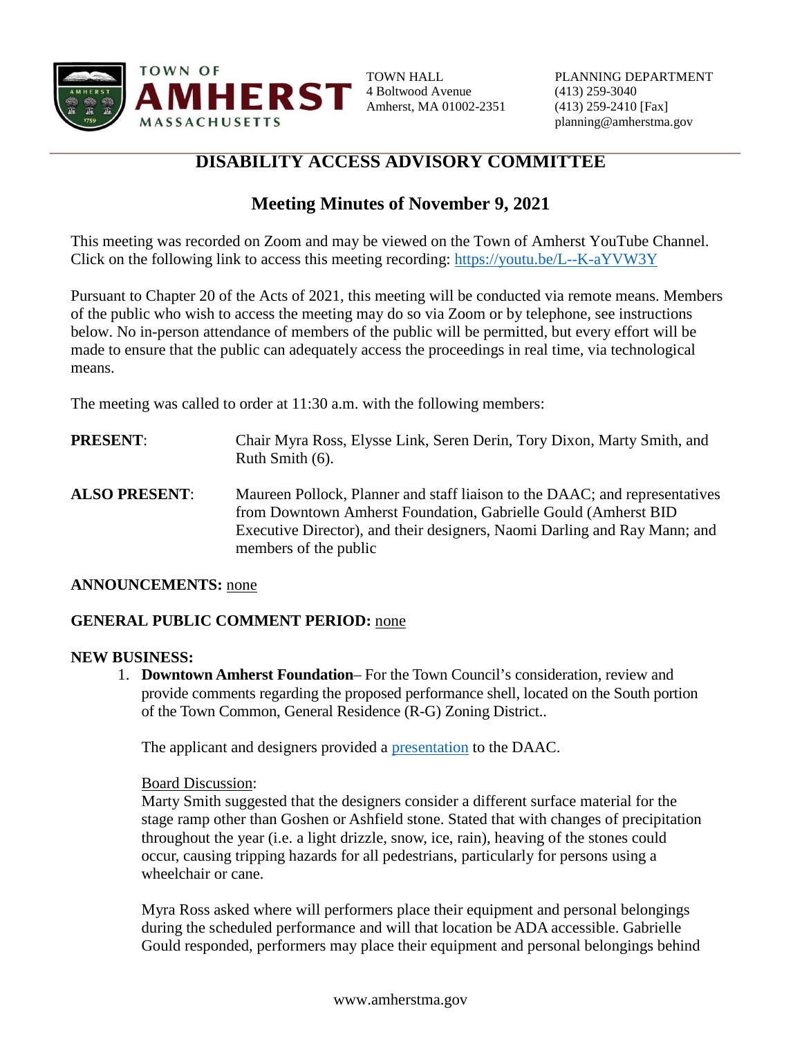TOWN OF **AMHERST** MASSACHUSETTS

TOWN HALL
4 Boltwood Avenue
Amherst, MA 01002-2351

PLANNING DEPARTMENT
(413) 259-3040
(413) 259-2410 [Fax]
planning@amherstma.gov

## DISABILITY ACCESS ADVISORY COMMITTEE

## Meeting Minutes of November 9, 2021

This meeting was recorded on Zoom and may be viewed on the Town of Amherst YouTube Channel. Click on the following link to access this meeting recording: [https://youtu.be/L--K-aYVW3Y](https://youtu.be/L--K-aYVW3Y)

Pursuant to Chapter 20 of the Acts of 2021, this meeting will be conducted via remote means. Members of the public who wish to access the meeting may do so via Zoom or by telephone, see instructions below. No in-person attendance of members of the public will be permitted, but every effort will be made to ensure that the public can adequately access the proceedings in real time, via technological means.

The meeting was called to order at 11:30 a.m. with the following members:

**PRESENT**: Chair Myra Ross, Elysse Link, Seren Derin, Tory Dixon, Marty Smith, and Ruth Smith (6).

**ALSO PRESENT**: Maureen Pollock, Planner and staff liaison to the DAAC; and representatives from Downtown Amherst Foundation, Gabrielle Gould (Amherst BID Executive Director), and their designers, Naomi Darling and Ray Mann; and members of the public

**ANNOUNCEMENTS:** none

**GENERAL PUBLIC COMMENT PERIOD:** none

**NEW BUSINESS:**

1. **Downtown Amherst Foundation**– For the Town Council's consideration, review and provide comments regarding the proposed performance shell, located on the South portion of the Town Common, General Residence (R-G) Zoning District..

   The applicant and designers provided a presentation to the DAAC.

   Board Discussion:
   Marty Smith suggested that the designers consider a different surface material for the stage ramp other than Goshen or Ashfield stone. Stated that with changes of precipitation throughout the year (i.e. a light drizzle, snow, ice, rain), heaving of the stones could occur, causing tripping hazards for all pedestrians, particularly for persons using a wheelchair or cane.

   Myra Ross asked where will performers place their equipment and personal belongings during the scheduled performance and will that location be ADA accessible. Gabrielle Gould responded, performers may place their equipment and personal belongings behind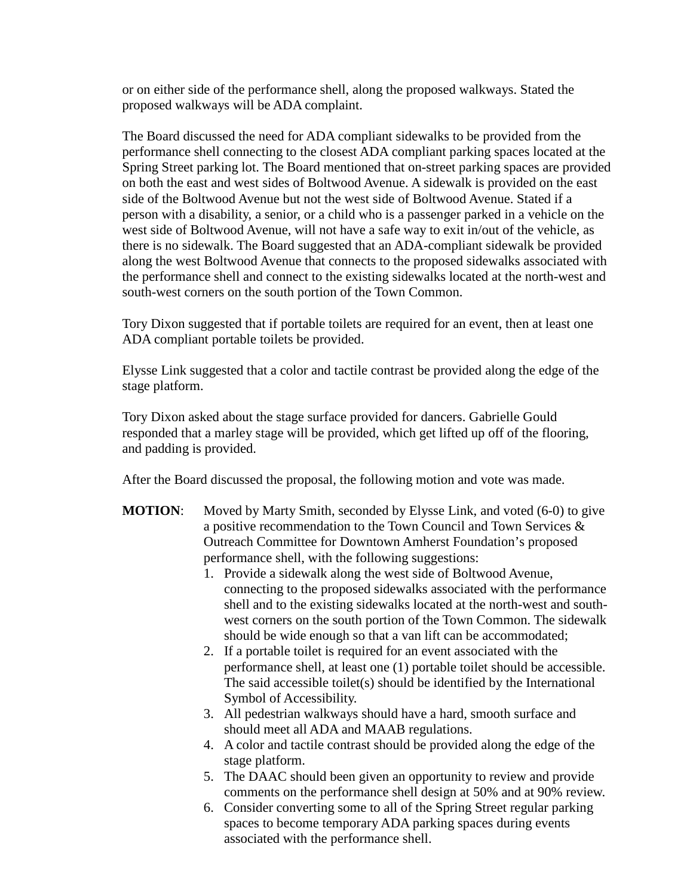or on either side of the performance shell, along the proposed walkways. Stated the proposed walkways will be ADA complaint.

The Board discussed the need for ADA compliant sidewalks to be provided from the performance shell connecting to the closest ADA compliant parking spaces located at the Spring Street parking lot. The Board mentioned that on-street parking spaces are provided on both the east and west sides of Boltwood Avenue. A sidewalk is provided on the east side of the Boltwood Avenue but not the west side of Boltwood Avenue. Stated if a person with a disability, a senior, or a child who is a passenger parked in a vehicle on the west side of Boltwood Avenue, will not have a safe way to exit in/out of the vehicle, as there is no sidewalk. The Board suggested that an ADA-compliant sidewalk be provided along the west Boltwood Avenue that connects to the proposed sidewalks associated with the performance shell and connect to the existing sidewalks located at the north-west and south-west corners on the south portion of the Town Common.

Tory Dixon suggested that if portable toilets are required for an event, then at least one ADA compliant portable toilets be provided.

Elysse Link suggested that a color and tactile contrast be provided along the edge of the stage platform.

Tory Dixon asked about the stage surface provided for dancers. Gabrielle Gould responded that a marley stage will be provided, which get lifted up off of the flooring, and padding is provided.

After the Board discussed the proposal, the following motion and vote was made.

**MOTION**: Moved by Marty Smith, seconded by Elysse Link, and voted (6-0) to give a positive recommendation to the Town Council and Town Services & Outreach Committee for Downtown Amherst Foundation's proposed performance shell, with the following suggestions:

1. Provide a sidewalk along the west side of Boltwood Avenue, connecting to the proposed sidewalks associated with the performance shell and to the existing sidewalks located at the north-west and south-west corners on the south portion of the Town Common. The sidewalk should be wide enough so that a van lift can be accommodated;
2. If a portable toilet is required for an event associated with the performance shell, at least one (1) portable toilet should be accessible. The said accessible toilet(s) should be identified by the International Symbol of Accessibility.
3. All pedestrian walkways should have a hard, smooth surface and should meet all ADA and MAAB regulations.
4. A color and tactile contrast should be provided along the edge of the stage platform.
5. The DAAC should been given an opportunity to review and provide comments on the performance shell design at 50% and at 90% review.
6. Consider converting some to all of the Spring Street regular parking spaces to become temporary ADA parking spaces during events associated with the performance shell.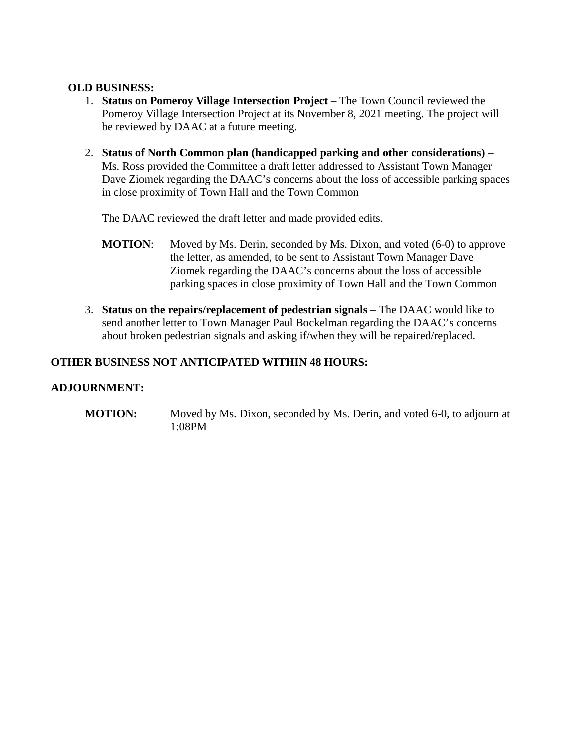**OLD BUSINESS:**

1. **Status on Pomeroy Village Intersection Project** – The Town Council reviewed the Pomeroy Village Intersection Project at its November 8, 2021 meeting. The project will be reviewed by DAAC at a future meeting.

2. **Status of North Common plan (handicapped parking and other considerations)** – Ms. Ross provided the Committee a draft letter addressed to Assistant Town Manager Dave Ziomek regarding the DAAC's concerns about the loss of accessible parking spaces in close proximity of Town Hall and the Town Common

   The DAAC reviewed the draft letter and made provided edits.

   **MOTION**: Moved by Ms. Derin, seconded by Ms. Dixon, and voted (6-0) to approve the letter, as amended, to be sent to Assistant Town Manager Dave Ziomek regarding the DAAC's concerns about the loss of accessible parking spaces in close proximity of Town Hall and the Town Common

3. **Status on the repairs/replacement of pedestrian signals** – The DAAC would like to send another letter to Town Manager Paul Bockelman regarding the DAAC's concerns about broken pedestrian signals and asking if/when they will be repaired/replaced.

**OTHER BUSINESS NOT ANTICIPATED WITHIN 48 HOURS:**

**ADJOURNMENT:**

**MOTION:** Moved by Ms. Dixon, seconded by Ms. Derin, and voted 6-0, to adjourn at 1:08PM